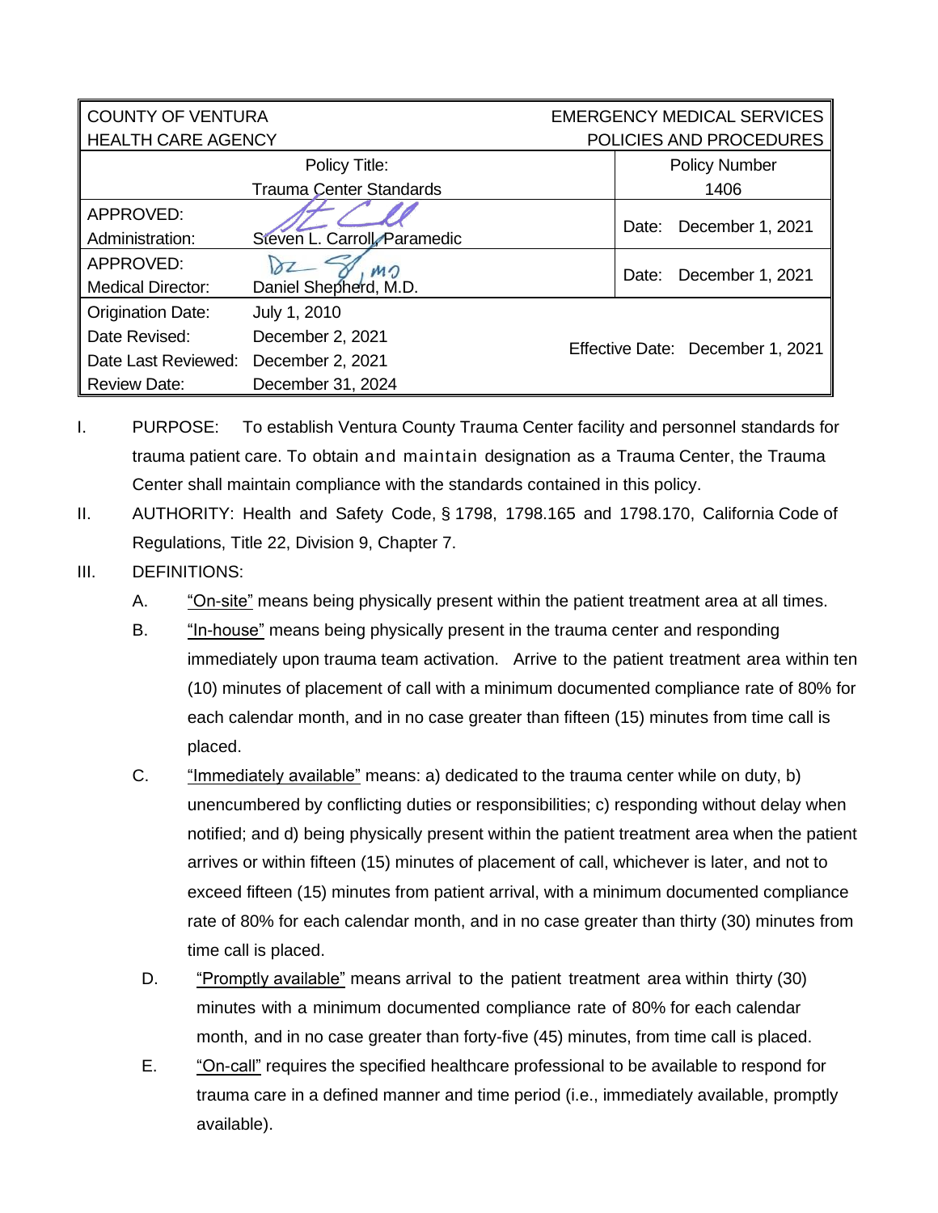| COUNTY OF VENTURA<br>HEALTH CARE AGENCY | | EMERGENCY MEDICAL SERVICES<br>POLICIES AND PROCEDURES |
|---|---|---|
| Policy Title:<br>Trauma Center Standards | | Policy Number<br>1406 |
| APPROVED:<br>Administration: | Steven L. Carroll, Paramedic | Date: December 1, 2021 |
| APPROVED:<br>Medical Director: | Daniel Shepherd, M.D. | Date: December 1, 2021 |
| Origination Date:<br>Date Revised:<br>Date Last Reviewed:<br>Review Date: | July 1, 2010<br>December 2, 2021<br>December 2, 2021<br>December 31, 2024 | Effective Date: December 1, 2021 |

I. PURPOSE: To establish Ventura County Trauma Center facility and personnel standards for trauma patient care. To obtain and maintain designation as a Trauma Center, the Trauma Center shall maintain compliance with the standards contained in this policy.

II. AUTHORITY: Health and Safety Code, § 1798, 1798.165 and 1798.170, California Code of Regulations, Title 22, Division 9, Chapter 7.

III. DEFINITIONS:

A. "On-site" means being physically present within the patient treatment area at all times.

B. "In-house" means being physically present in the trauma center and responding immediately upon trauma team activation. Arrive to the patient treatment area within ten (10) minutes of placement of call with a minimum documented compliance rate of 80% for each calendar month, and in no case greater than fifteen (15) minutes from time call is placed.

C. "Immediately available" means: a) dedicated to the trauma center while on duty, b) unencumbered by conflicting duties or responsibilities; c) responding without delay when notified; and d) being physically present within the patient treatment area when the patient arrives or within fifteen (15) minutes of placement of call, whichever is later, and not to exceed fifteen (15) minutes from patient arrival, with a minimum documented compliance rate of 80% for each calendar month, and in no case greater than thirty (30) minutes from time call is placed.

D. "Promptly available" means arrival to the patient treatment area within thirty (30) minutes with a minimum documented compliance rate of 80% for each calendar month, and in no case greater than forty-five (45) minutes, from time call is placed.

E. "On-call" requires the specified healthcare professional to be available to respond for trauma care in a defined manner and time period (i.e., immediately available, promptly available).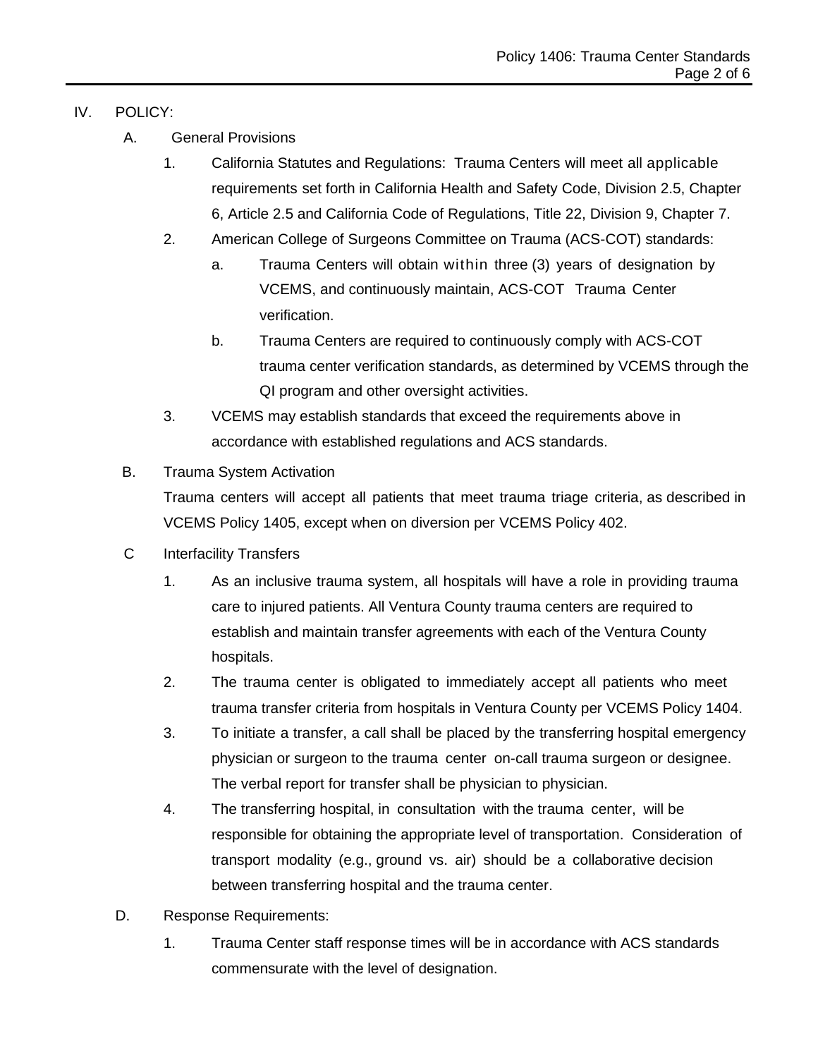IV. POLICY:

A. General Provisions

1. California Statutes and Regulations: Trauma Centers will meet all applicable requirements set forth in California Health and Safety Code, Division 2.5, Chapter 6, Article 2.5 and California Code of Regulations, Title 22, Division 9, Chapter 7.
2. American College of Surgeons Committee on Trauma (ACS-COT) standards:
   a. Trauma Centers will obtain within three (3) years of designation by VCEMS, and continuously maintain, ACS-COT Trauma Center verification.
   b. Trauma Centers are required to continuously comply with ACS-COT trauma center verification standards, as determined by VCEMS through the QI program and other oversight activities.
3. VCEMS may establish standards that exceed the requirements above in accordance with established regulations and ACS standards.

B. Trauma System Activation

Trauma centers will accept all patients that meet trauma triage criteria, as described in VCEMS Policy 1405, except when on diversion per VCEMS Policy 402.

C Interfacility Transfers

1. As an inclusive trauma system, all hospitals will have a role in providing trauma care to injured patients. All Ventura County trauma centers are required to establish and maintain transfer agreements with each of the Ventura County hospitals.
2. The trauma center is obligated to immediately accept all patients who meet trauma transfer criteria from hospitals in Ventura County per VCEMS Policy 1404.
3. To initiate a transfer, a call shall be placed by the transferring hospital emergency physician or surgeon to the trauma center on-call trauma surgeon or designee. The verbal report for transfer shall be physician to physician.
4. The transferring hospital, in consultation with the trauma center, will be responsible for obtaining the appropriate level of transportation. Consideration of transport modality (e.g., ground vs. air) should be a collaborative decision between transferring hospital and the trauma center.

D. Response Requirements:

1. Trauma Center staff response times will be in accordance with ACS standards commensurate with the level of designation.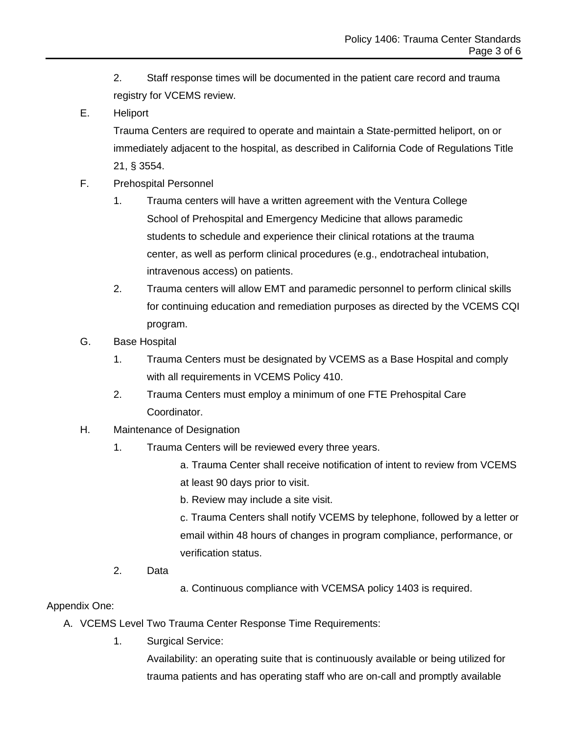2. Staff response times will be documented in the patient care record and trauma registry for VCEMS review.

E. Heliport

Trauma Centers are required to operate and maintain a State-permitted heliport, on or immediately adjacent to the hospital, as described in California Code of Regulations Title 21, § 3554.

F. Prehospital Personnel

1. Trauma centers will have a written agreement with the Ventura College School of Prehospital and Emergency Medicine that allows paramedic students to schedule and experience their clinical rotations at the trauma center, as well as perform clinical procedures (e.g., endotracheal intubation, intravenous access) on patients.
2. Trauma centers will allow EMT and paramedic personnel to perform clinical skills for continuing education and remediation purposes as directed by the VCEMS CQI program.

G. Base Hospital

1. Trauma Centers must be designated by VCEMS as a Base Hospital and comply with all requirements in VCEMS Policy 410.
2. Trauma Centers must employ a minimum of one FTE Prehospital Care Coordinator.

H. Maintenance of Designation

1. Trauma Centers will be reviewed every three years.
   - a. Trauma Center shall receive notification of intent to review from VCEMS at least 90 days prior to visit.
   - b. Review may include a site visit.
   - c. Trauma Centers shall notify VCEMS by telephone, followed by a letter or email within 48 hours of changes in program compliance, performance, or verification status.
2. Data
   - a. Continuous compliance with VCEMSA policy 1403 is required.

Appendix One:

A. VCEMS Level Two Trauma Center Response Time Requirements:

1. Surgical Service:

   Availability: an operating suite that is continuously available or being utilized for trauma patients and has operating staff who are on-call and promptly available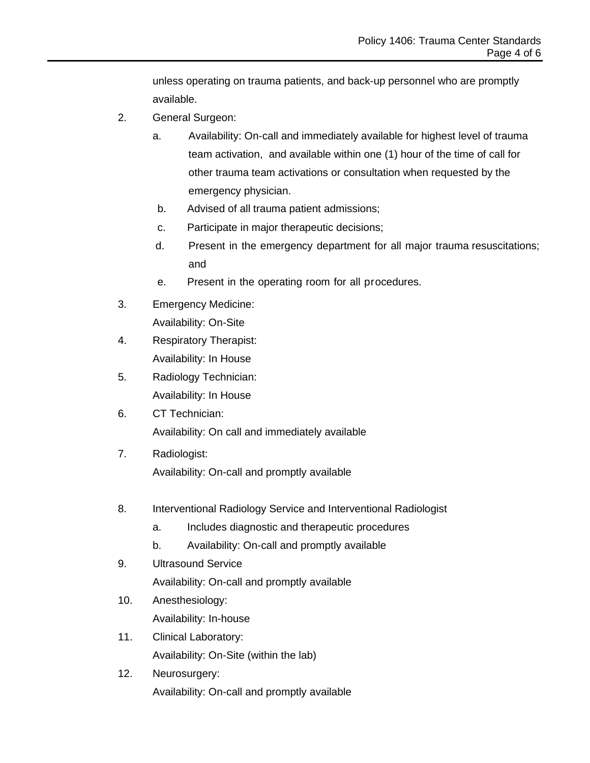unless operating on trauma patients, and back-up personnel who are promptly available.

2. General Surgeon:
   a. Availability: On-call and immediately available for highest level of trauma team activation, and available within one (1) hour of the time of call for other trauma team activations or consultation when requested by the emergency physician.
   b. Advised of all trauma patient admissions;
   c. Participate in major therapeutic decisions;
   d. Present in the emergency department for all major trauma resuscitations; and
   e. Present in the operating room for all procedures.

3. Emergency Medicine:
   Availability: On-Site

4. Respiratory Therapist:
   Availability: In House

5. Radiology Technician:
   Availability: In House

6. CT Technician:
   Availability: On call and immediately available

7. Radiologist:
   Availability: On-call and promptly available

8. Interventional Radiology Service and Interventional Radiologist
   a. Includes diagnostic and therapeutic procedures
   b. Availability: On-call and promptly available

9. Ultrasound Service
   Availability: On-call and promptly available

10. Anesthesiology:
    Availability: In-house

11. Clinical Laboratory:
    Availability: On-Site (within the lab)

12. Neurosurgery:
    Availability: On-call and promptly available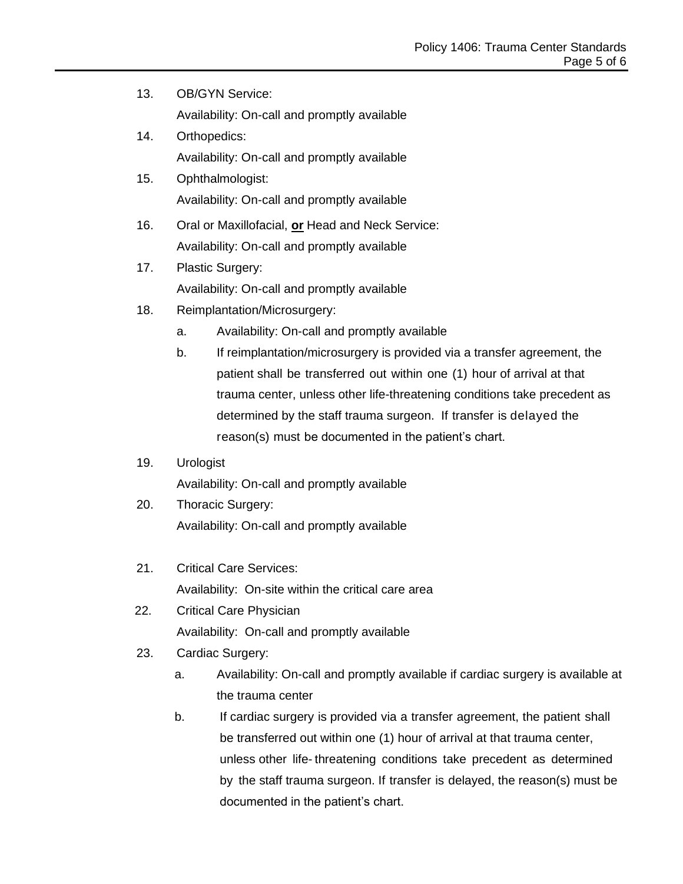13. OB/GYN Service:

    Availability: On-call and promptly available

14. Orthopedics:

    Availability: On-call and promptly available

15. Ophthalmologist:

    Availability: On-call and promptly available

16. Oral or Maxillofacial, **<u>or</u>** Head and Neck Service:

    Availability: On-call and promptly available

17. Plastic Surgery:

    Availability: On-call and promptly available

18. Reimplantation/Microsurgery:

    a. Availability: On-call and promptly available

    b. If reimplantation/microsurgery is provided via a transfer agreement, the patient shall be transferred out within one (1) hour of arrival at that trauma center, unless other life-threatening conditions take precedent as determined by the staff trauma surgeon. If transfer is delayed the reason(s) must be documented in the patient's chart.

19. Urologist

    Availability: On-call and promptly available

20. Thoracic Surgery:

    Availability: On-call and promptly available

21. Critical Care Services:

    Availability: On-site within the critical care area

22. Critical Care Physician

    Availability: On-call and promptly available

23. Cardiac Surgery:

    a. Availability: On-call and promptly available if cardiac surgery is available at the trauma center

    b. If cardiac surgery is provided via a transfer agreement, the patient shall be transferred out within one (1) hour of arrival at that trauma center, unless other life- threatening conditions take precedent as determined by the staff trauma surgeon. If transfer is delayed, the reason(s) must be documented in the patient's chart.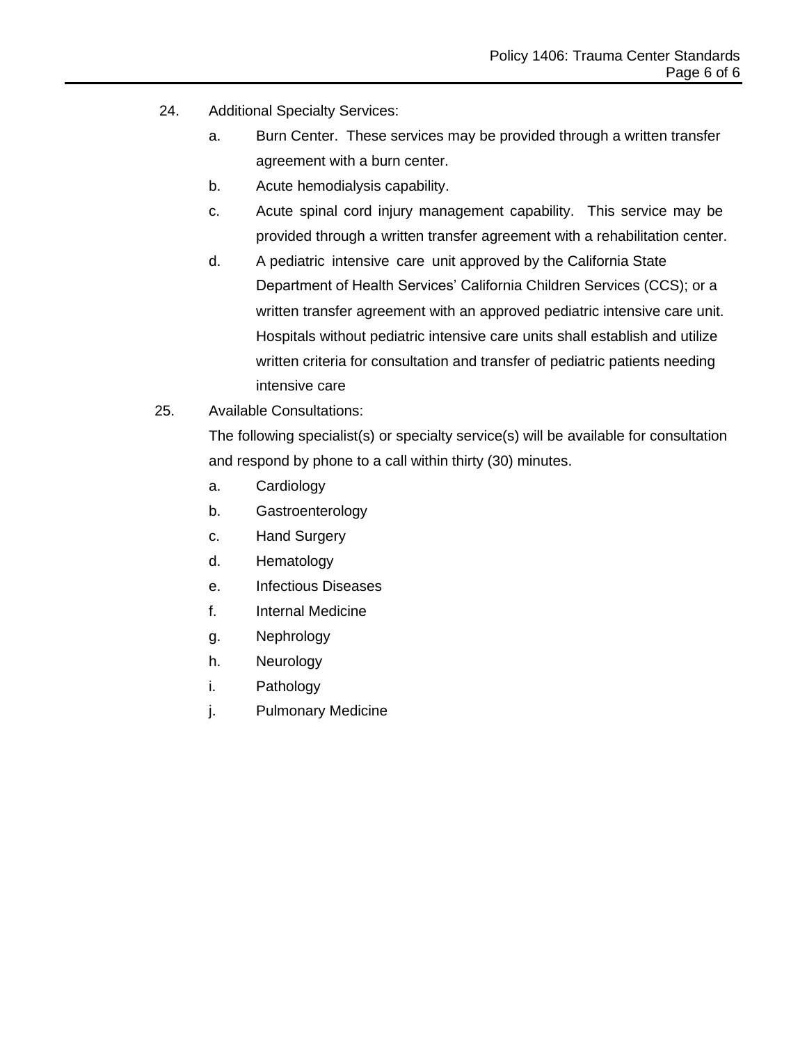24. Additional Specialty Services:

    a. Burn Center. These services may be provided through a written transfer agreement with a burn center.

    b. Acute hemodialysis capability.

    c. Acute spinal cord injury management capability. This service may be provided through a written transfer agreement with a rehabilitation center.

    d. A pediatric intensive care unit approved by the California State Department of Health Services' California Children Services (CCS); or a written transfer agreement with an approved pediatric intensive care unit. Hospitals without pediatric intensive care units shall establish and utilize written criteria for consultation and transfer of pediatric patients needing intensive care

25. Available Consultations:

    The following specialist(s) or specialty service(s) will be available for consultation and respond by phone to a call within thirty (30) minutes.

    a. Cardiology

    b. Gastroenterology

    c. Hand Surgery

    d. Hematology

    e. Infectious Diseases

    f. Internal Medicine

    g. Nephrology

    h. Neurology

    i. Pathology

    j. Pulmonary Medicine